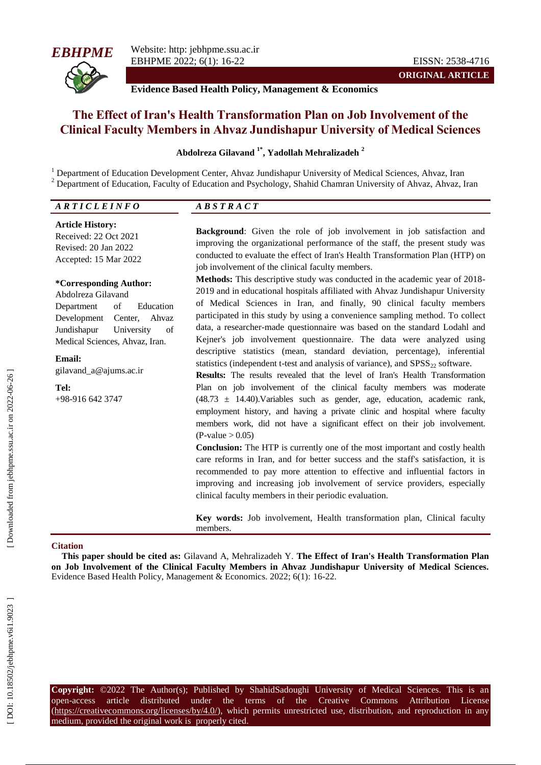**EBHPME**

Website: http: jebhpme.ssu.ac.ir
EBHPME 2022; 6(1): 16-22

EISSN: 2538-4716

**ORIGINAL ARTICLE**

**Evidence Based Health Policy, Management & Economics**

# The Effect of Iran's Health Transformation Plan on Job Involvement of the Clinical Faculty Members in Ahvaz Jundishapur University of Medical Sciences

**Abdolreza Gilavand [1*], Yadollah Mehralizadeh [2]**

[1] Department of Education Development Center, Ahvaz Jundishapur University of Medical Sciences, Ahvaz, Iran
[2] Department of Education, Faculty of Education and Psychology, Shahid Chamran University of Ahvaz, Ahvaz, Iran

***ARTICLE INFO***

**Article History:**
Received: 22 Oct 2021
Revised: 20 Jan 2022
Accepted: 15 Mar 2022

**\*Corresponding Author:**
Abdolreza Gilavand
Department of Education Development Center, Ahvaz Jundishapur University of Medical Sciences, Ahvaz, Iran.

**Email:**
gilavand_a@ajums.ac.ir

**Tel:**
+98-916 642 3747

***ABSTRACT***

**Background**: Given the role of job involvement in job satisfaction and improving the organizational performance of the staff, the present study was conducted to evaluate the effect of Iran's Health Transformation Plan (HTP) on job involvement of the clinical faculty members.

**Methods:** This descriptive study was conducted in the academic year of 2018-2019 and in educational hospitals affiliated with Ahvaz Jundishapur University of Medical Sciences in Iran, and finally, 90 clinical faculty members participated in this study by using a convenience sampling method. To collect data, a researcher-made questionnaire was based on the standard Lodahl and Kejner's job involvement questionnaire. The data were analyzed using descriptive statistics (mean, standard deviation, percentage), inferential statistics (independent t-test and analysis of variance), and $SPSS_{22}$ software.

**Results:** The results revealed that the level of Iran's Health Transformation Plan on job involvement of the clinical faculty members was moderate ($48.73 \pm 14.40$).Variables such as gender, age, education, academic rank, employment history, and having a private clinic and hospital where faculty members work, did not have a significant effect on their job involvement. (P-value > 0.05)

**Conclusion:** The HTP is currently one of the most important and costly health care reforms in Iran, and for better success and the staff's satisfaction, it is recommended to pay more attention to effective and influential factors in improving and increasing job involvement of service providers, especially clinical faculty members in their periodic evaluation.

**Key words:** Job involvement, Health transformation plan, Clinical faculty members.

**Citation**

**This paper should be cited as:** Gilavand A, Mehralizadeh Y. **The Effect of Iran's Health Transformation Plan on Job Involvement of the Clinical Faculty Members in Ahvaz Jundishapur University of Medical Sciences.** Evidence Based Health Policy, Management & Economics. 2022; 6(1): 16-22.

**Copyright:** ©2022 The Author(s); Published by ShahidSadoughi University of Medical Sciences. This is an open-access article distributed under the terms of the Creative Commons Attribution License (https://creativecommons.org/licenses/by/4.0/), which permits unrestricted use, distribution, and reproduction in any medium, provided the original work is properly cited.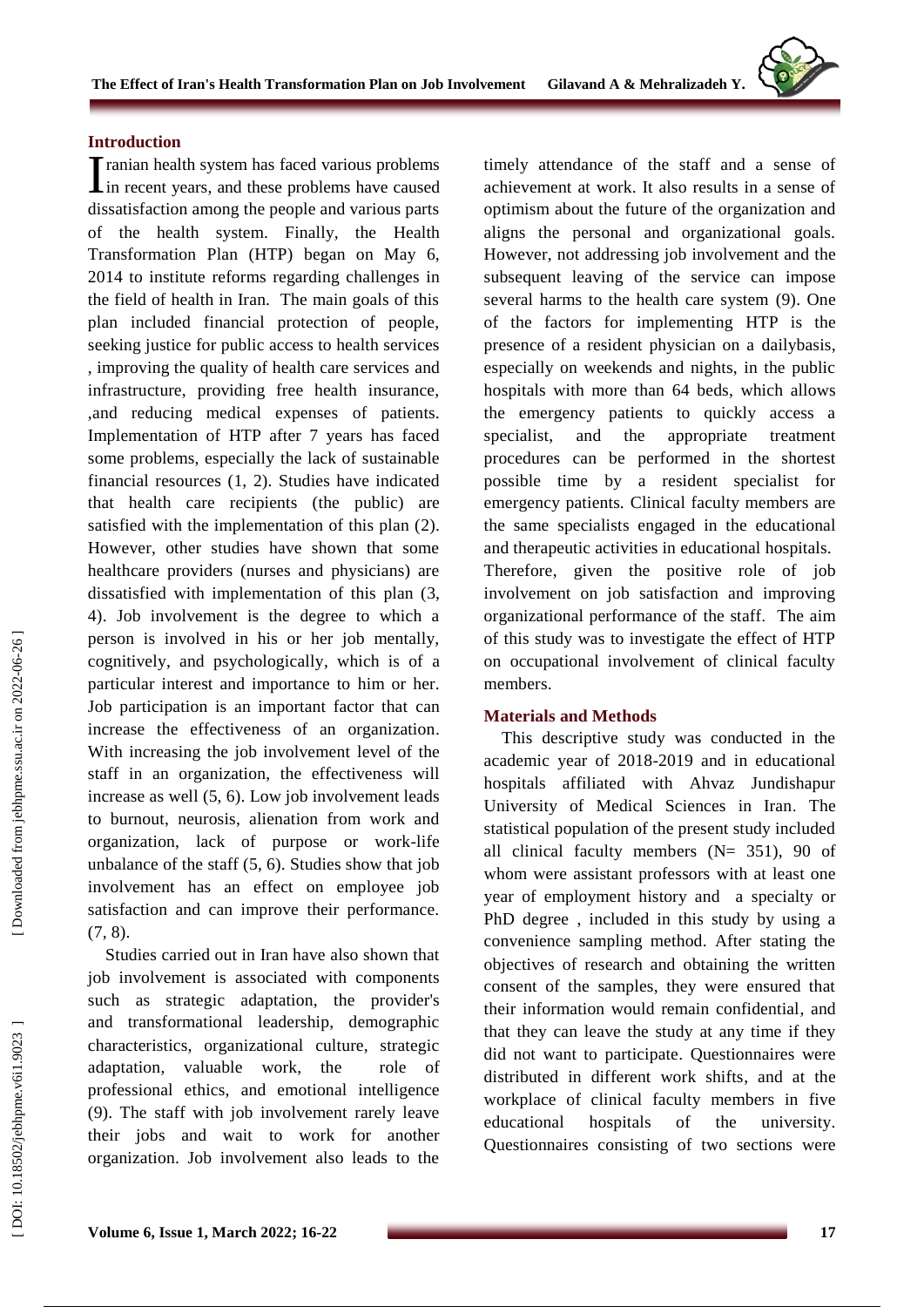## Introduction

Iranian health system has faced various problems in recent years, and these problems have caused dissatisfaction among the people and various parts of the health system. Finally, the Health Transformation Plan (HTP) began on May 6, 2014 to institute reforms regarding challenges in the field of health in Iran. The main goals of this plan included financial protection of people, seeking justice for public access to health services , improving the quality of health care services and infrastructure, providing free health insurance, ,and reducing medical expenses of patients. Implementation of HTP after 7 years has faced some problems, especially the lack of sustainable financial resources (1, 2). Studies have indicated that health care recipients (the public) are satisfied with the implementation of this plan (2). However, other studies have shown that some healthcare providers (nurses and physicians) are dissatisfied with implementation of this plan (3, 4). Job involvement is the degree to which a person is involved in his or her job mentally, cognitively, and psychologically, which is of a particular interest and importance to him or her. Job participation is an important factor that can increase the effectiveness of an organization. With increasing the job involvement level of the staff in an organization, the effectiveness will increase as well (5, 6). Low job involvement leads to burnout, neurosis, alienation from work and organization, lack of purpose or work-life unbalance of the staff (5, 6). Studies show that job involvement has an effect on employee job satisfaction and can improve their performance. (7, 8).

Studies carried out in Iran have also shown that job involvement is associated with components such as strategic adaptation, the provider's and transformational leadership, demographic characteristics, organizational culture, strategic adaptation, valuable work, the role of professional ethics, and emotional intelligence (9). The staff with job involvement rarely leave their jobs and wait to work for another organization. Job involvement also leads to the timely attendance of the staff and a sense of achievement at work. It also results in a sense of optimism about the future of the organization and aligns the personal and organizational goals. However, not addressing job involvement and the subsequent leaving of the service can impose several harms to the health care system (9). One of the factors for implementing HTP is the presence of a resident physician on a dailybasis, especially on weekends and nights, in the public hospitals with more than 64 beds, which allows the emergency patients to quickly access a specialist, and the appropriate treatment procedures can be performed in the shortest possible time by a resident specialist for emergency patients. Clinical faculty members are the same specialists engaged in the educational and therapeutic activities in educational hospitals. Therefore, given the positive role of job involvement on job satisfaction and improving organizational performance of the staff. The aim of this study was to investigate the effect of HTP on occupational involvement of clinical faculty members.

## Materials and Methods

This descriptive study was conducted in the academic year of 2018-2019 and in educational hospitals affiliated with Ahvaz Jundishapur University of Medical Sciences in Iran. The statistical population of the present study included all clinical faculty members (N= 351), 90 of whom were assistant professors with at least one year of employment history and a specialty or PhD degree , included in this study by using a convenience sampling method. After stating the objectives of research and obtaining the written consent of the samples, they were ensured that their information would remain confidential, and that they can leave the study at any time if they did not want to participate. Questionnaires were distributed in different work shifts, and at the workplace of clinical faculty members in five educational hospitals of the university. Questionnaires consisting of two sections were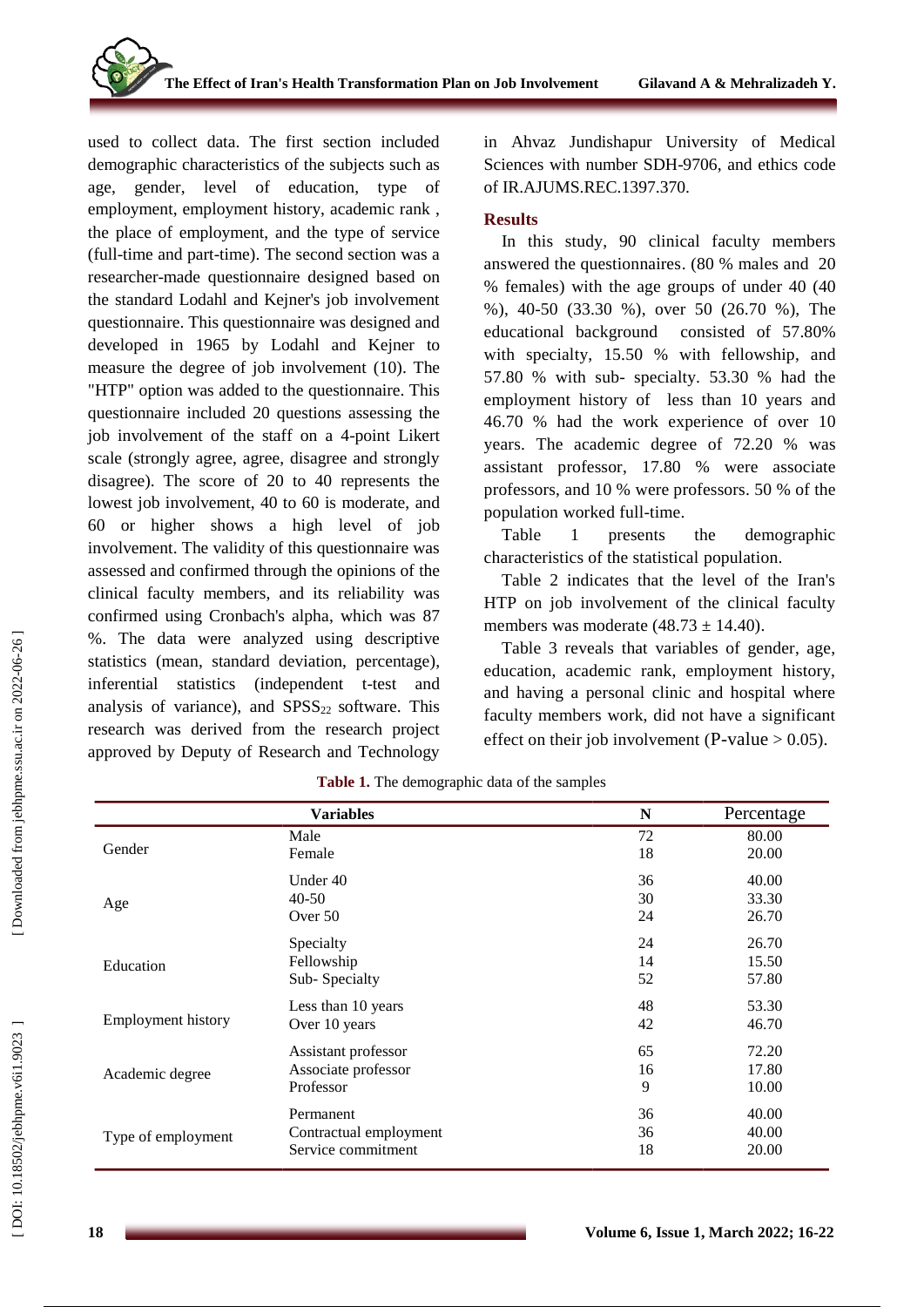used to collect data. The first section included demographic characteristics of the subjects such as age, gender, level of education, type of employment, employment history, academic rank , the place of employment, and the type of service (full-time and part-time). The second section was a researcher-made questionnaire designed based on the standard Lodahl and Kejner's job involvement questionnaire. This questionnaire was designed and developed in 1965 by Lodahl and Kejner to measure the degree of job involvement (10). The "HTP" option was added to the questionnaire. This questionnaire included 20 questions assessing the job involvement of the staff on a 4-point Likert scale (strongly agree, agree, disagree and strongly disagree). The score of 20 to 40 represents the lowest job involvement, 40 to 60 is moderate, and 60 or higher shows a high level of job involvement. The validity of this questionnaire was assessed and confirmed through the opinions of the clinical faculty members, and its reliability was confirmed using Cronbach's alpha, which was 87 %. The data were analyzed using descriptive statistics (mean, standard deviation, percentage), inferential statistics (independent t-test and analysis of variance), and $SPSS_{22}$ software. This research was derived from the research project approved by Deputy of Research and Technology in Ahvaz Jundishapur University of Medical Sciences with number SDH-9706, and ethics code of IR.AJUMS.REC.1397.370.

## Results

In this study, 90 clinical faculty members answered the questionnaires. (80 % males and 20 % females) with the age groups of under 40 (40 %), 40-50 (33.30 %), over 50 (26.70 %), The educational background consisted of 57.80% with specialty, 15.50 % with fellowship, and 57.80 % with sub- specialty. 53.30 % had the employment history of less than 10 years and 46.70 % had the work experience of over 10 years. The academic degree of 72.20 % was assistant professor, 17.80 % were associate professors, and 10 % were professors. 50 % of the population worked full-time.

Table 1 presents the demographic characteristics of the statistical population.

Table 2 indicates that the level of the Iran's HTP on job involvement of the clinical faculty members was moderate (48.73 ± 14.40).

Table 3 reveals that variables of gender, age, education, academic rank, employment history, and having a personal clinic and hospital where faculty members work, did not have a significant effect on their job involvement (P-value > 0.05).

**Table 1.** The demographic data of the samples

| Variables | | N | Percentage |
|---|---|---|---|
| Gender | Male | 72 | 80.00 |
| | Female | 18 | 20.00 |
| Age | Under 40 | 36 | 40.00 |
| | 40-50 | 30 | 33.30 |
| | Over 50 | 24 | 26.70 |
| Education | Specialty | 24 | 26.70 |
| | Fellowship | 14 | 15.50 |
| | Sub- Specialty | 52 | 57.80 |
| Employment history | Less than 10 years | 48 | 53.30 |
| | Over 10 years | 42 | 46.70 |
| Academic degree | Assistant professor | 65 | 72.20 |
| | Associate professor | 16 | 17.80 |
| | Professor | 9 | 10.00 |
| Type of employment | Permanent | 36 | 40.00 |
| | Contractual employment | 36 | 40.00 |
| | Service commitment | 18 | 20.00 |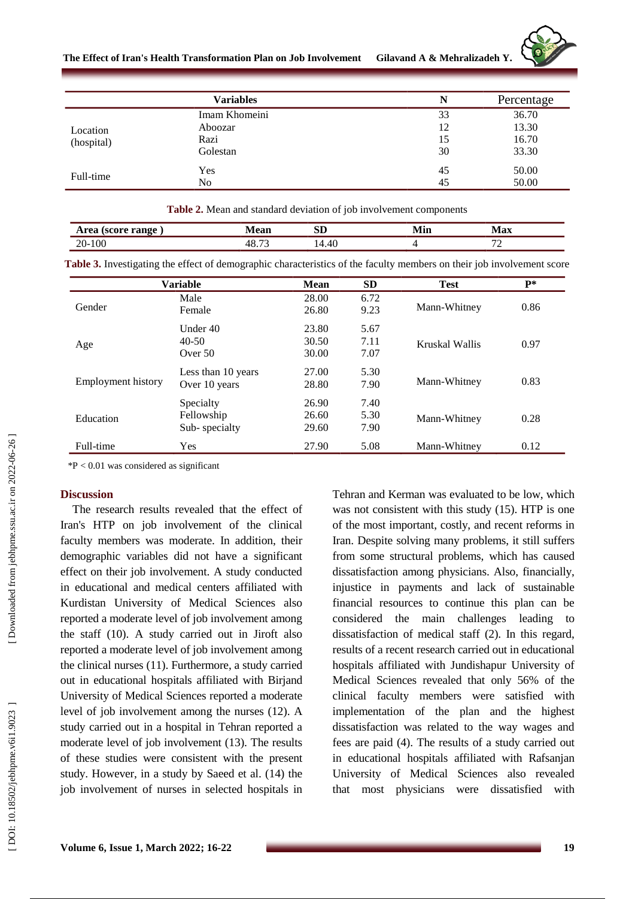| Variables | | N | Percentage |
|---|---|---|---|
| Location (hospital) | Imam Khomeini | 33 | 36.70 |
| | Aboozar | 12 | 13.30 |
| | Razi | 15 | 16.70 |
| | Golestan | 30 | 33.30 |
| Full-time | Yes | 45 | 50.00 |
| | No | 45 | 50.00 |

**Table 2.** Mean and standard deviation of job involvement components

| Area (score range ) | Mean | SD | Min | Max |
|---|---|---|---|---|
| 20-100 | 48.73 | 14.40 | 4 | 72 |

**Table 3.** Investigating the effect of demographic characteristics of the faculty members on their job involvement score

| Variable | | Mean | SD | Test | P* |
|---|---|---|---|---|---|
| Gender | Male | 28.00 | 6.72 | Mann-Whitney | 0.86 |
| | Female | 26.80 | 9.23 | | |
| Age | Under 40 | 23.80 | 5.67 | Kruskal Wallis | 0.97 |
| | 40-50 | 30.50 | 7.11 | | |
| | Over 50 | 30.00 | 7.07 | | |
| Employment history | Less than 10 years | 27.00 | 5.30 | Mann-Whitney | 0.83 |
| | Over 10 years | 28.80 | 7.90 | | |
| Education | Specialty | 26.90 | 7.40 | Mann-Whitney | 0.28 |
| | Fellowship | 26.60 | 5.30 | | |
| | Sub- specialty | 29.60 | 7.90 | | |
| Full-time | Yes | 27.90 | 5.08 | Mann-Whitney | 0.12 |

*P < 0.01 was considered as significant

## Discussion

The research results revealed that the effect of Iran's HTP on job involvement of the clinical faculty members was moderate. In addition, their demographic variables did not have a significant effect on their job involvement. A study conducted in educational and medical centers affiliated with Kurdistan University of Medical Sciences also reported a moderate level of job involvement among the staff (10). A study carried out in Jiroft also reported a moderate level of job involvement among the clinical nurses (11). Furthermore, a study carried out in educational hospitals affiliated with Birjand University of Medical Sciences reported a moderate level of job involvement among the nurses (12). A study carried out in a hospital in Tehran reported a moderate level of job involvement (13). The results of these studies were consistent with the present study. However, in a study by Saeed et al. (14) the job involvement of nurses in selected hospitals in Tehran and Kerman was evaluated to be low, which was not consistent with this study (15). HTP is one of the most important, costly, and recent reforms in Iran. Despite solving many problems, it still suffers from some structural problems, which has caused dissatisfaction among physicians. Also, financially, injustice in payments and lack of sustainable financial resources to continue this plan can be considered the main challenges leading to dissatisfaction of medical staff (2). In this regard, results of a recent research carried out in educational hospitals affiliated with Jundishapur University of Medical Sciences revealed that only 56% of the clinical faculty members were satisfied with implementation of the plan and the highest dissatisfaction was related to the way wages and fees are paid (4). The results of a study carried out in educational hospitals affiliated with Rafsanjan University of Medical Sciences also revealed that most physicians were dissatisfied with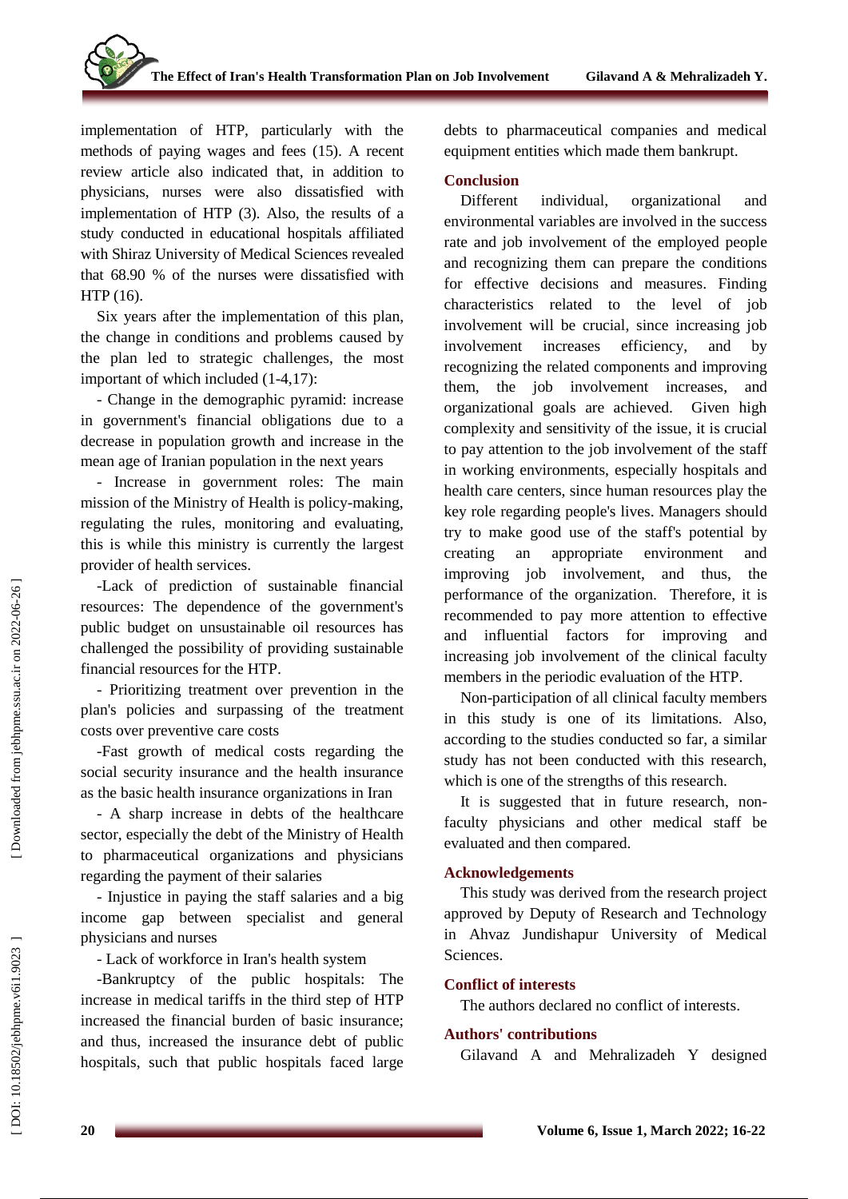implementation of HTP, particularly with the methods of paying wages and fees (15). A recent review article also indicated that, in addition to physicians, nurses were also dissatisfied with implementation of HTP (3). Also, the results of a study conducted in educational hospitals affiliated with Shiraz University of Medical Sciences revealed that 68.90 % of the nurses were dissatisfied with HTP (16).

Six years after the implementation of this plan, the change in conditions and problems caused by the plan led to strategic challenges, the most important of which included (1-4,17):

- Change in the demographic pyramid: increase in government's financial obligations due to a decrease in population growth and increase in the mean age of Iranian population in the next years
- Increase in government roles: The main mission of the Ministry of Health is policy-making, regulating the rules, monitoring and evaluating, this is while this ministry is currently the largest provider of health services.
- Lack of prediction of sustainable financial resources: The dependence of the government's public budget on unsustainable oil resources has challenged the possibility of providing sustainable financial resources for the HTP.
- Prioritizing treatment over prevention in the plan's policies and surpassing of the treatment costs over preventive care costs
- Fast growth of medical costs regarding the social security insurance and the health insurance as the basic health insurance organizations in Iran
- A sharp increase in debts of the healthcare sector, especially the debt of the Ministry of Health to pharmaceutical organizations and physicians regarding the payment of their salaries
- Injustice in paying the staff salaries and a big income gap between specialist and general physicians and nurses
- Lack of workforce in Iran's health system
- Bankruptcy of the public hospitals: The increase in medical tariffs in the third step of HTP increased the financial burden of basic insurance; and thus, increased the insurance debt of public hospitals, such that public hospitals faced large debts to pharmaceutical companies and medical equipment entities which made them bankrupt.

## Conclusion

Different individual, organizational and environmental variables are involved in the success rate and job involvement of the employed people and recognizing them can prepare the conditions for effective decisions and measures. Finding characteristics related to the level of job involvement will be crucial, since increasing job involvement increases efficiency, and by recognizing the related components and improving them, the job involvement increases, and organizational goals are achieved. Given high complexity and sensitivity of the issue, it is crucial to pay attention to the job involvement of the staff in working environments, especially hospitals and health care centers, since human resources play the key role regarding people's lives. Managers should try to make good use of the staff's potential by creating an appropriate environment and improving job involvement, and thus, the performance of the organization. Therefore, it is recommended to pay more attention to effective and influential factors for improving and increasing job involvement of the clinical faculty members in the periodic evaluation of the HTP.

Non-participation of all clinical faculty members in this study is one of its limitations. Also, according to the studies conducted so far, a similar study has not been conducted with this research, which is one of the strengths of this research.

It is suggested that in future research, non-faculty physicians and other medical staff be evaluated and then compared.

## Acknowledgements

This study was derived from the research project approved by Deputy of Research and Technology in Ahvaz Jundishapur University of Medical Sciences.

## Conflict of interests

The authors declared no conflict of interests.

## Authors' contributions

Gilavand A and Mehralizadeh Y designed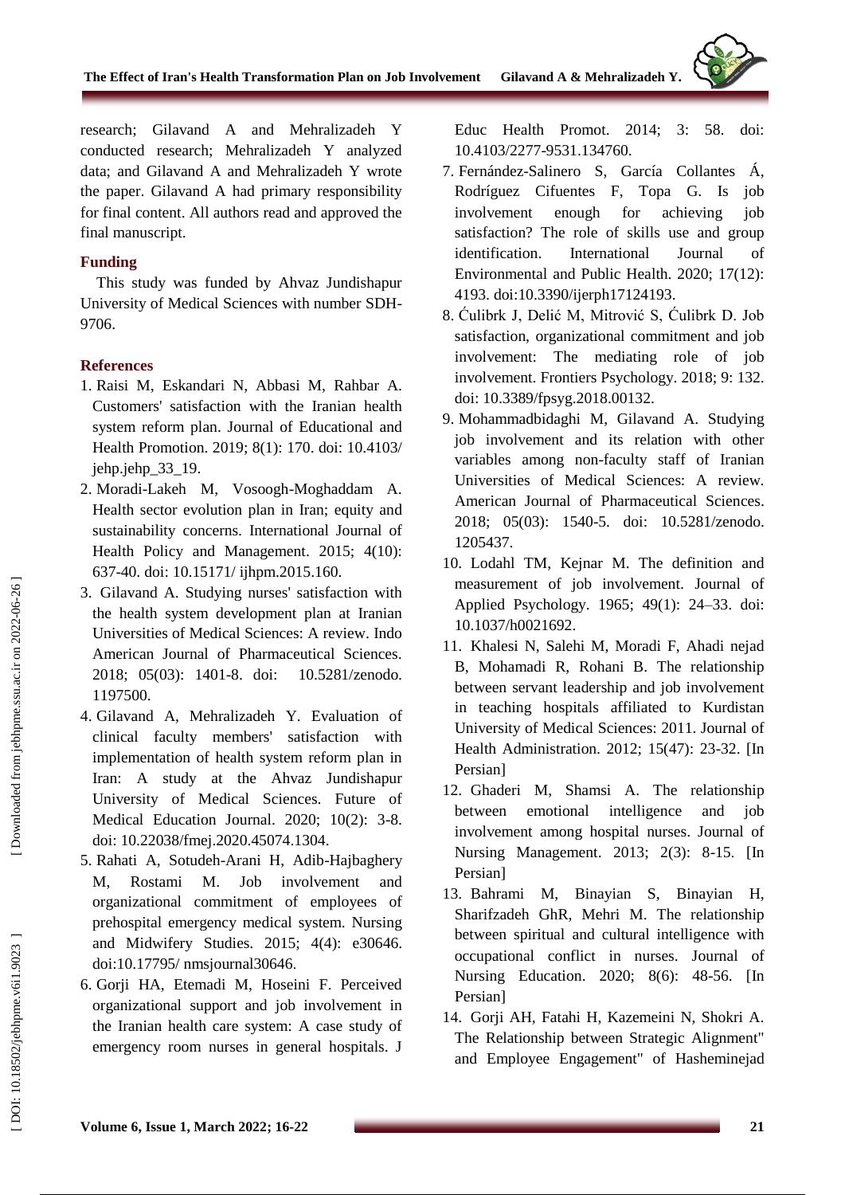research; Gilavand A and Mehralizadeh Y conducted research; Mehralizadeh Y analyzed data; and Gilavand A and Mehralizadeh Y wrote the paper. Gilavand A had primary responsibility for final content. All authors read and approved the final manuscript.

## Funding

This study was funded by Ahvaz Jundishapur University of Medical Sciences with number SDH-9706.

## References

1. Raisi M, Eskandari N, Abbasi M, Rahbar A. Customers' satisfaction with the Iranian health system reform plan. Journal of Educational and Health Promotion. 2019; 8(1): 170. doi: 10.4103/ jehp.jehp_33_19.
2. Moradi-Lakeh M, Vosoogh-Moghaddam A. Health sector evolution plan in Iran; equity and sustainability concerns. International Journal of Health Policy and Management. 2015; 4(10): 637-40. doi: 10.15171/ ijhpm.2015.160.
3. Gilavand A. Studying nurses' satisfaction with the health system development plan at Iranian Universities of Medical Sciences: A review. Indo American Journal of Pharmaceutical Sciences. 2018; 05(03): 1401-8. doi: 10.5281/zenodo. 1197500.
4. Gilavand A, Mehralizadeh Y. Evaluation of clinical faculty members' satisfaction with implementation of health system reform plan in Iran: A study at the Ahvaz Jundishapur University of Medical Sciences. Future of Medical Education Journal. 2020; 10(2): 3-8. doi: 10.22038/fmej.2020.45074.1304.
5. Rahati A, Sotudeh-Arani H, Adib-Hajbaghery M, Rostami M. Job involvement and organizational commitment of employees of prehospital emergency medical system. Nursing and Midwifery Studies. 2015; 4(4): e30646. doi:10.17795/ nmsjournal30646.
6. Gorji HA, Etemadi M, Hoseini F. Perceived organizational support and job involvement in the Iranian health care system: A case study of emergency room nurses in general hospitals. J Educ Health Promot. 2014; 3: 58. doi: 10.4103/2277-9531.134760.
7. Fernández-Salinero S, García Collantes Á, Rodríguez Cifuentes F, Topa G. Is job involvement enough for achieving job satisfaction? The role of skills use and group identification. International Journal of Environmental and Public Health. 2020; 17(12): 4193. doi:10.3390/ijerph17124193.
8. Ćulibrk J, Delić M, Mitrović S, Ćulibrk D. Job satisfaction, organizational commitment and job involvement: The mediating role of job involvement. Frontiers Psychology. 2018; 9: 132. doi: 10.3389/fpsyg.2018.00132.
9. Mohammadbidaghi M, Gilavand A. Studying job involvement and its relation with other variables among non-faculty staff of Iranian Universities of Medical Sciences: A review. American Journal of Pharmaceutical Sciences. 2018; 05(03): 1540-5. doi: 10.5281/zenodo. 1205437.
10. Lodahl TM, Kejnar M. The definition and measurement of job involvement. Journal of Applied Psychology. 1965; 49(1): 24–33. doi: 10.1037/h0021692.
11. Khalesi N, Salehi M, Moradi F, Ahadi nejad B, Mohamadi R, Rohani B. The relationship between servant leadership and job involvement in teaching hospitals affiliated to Kurdistan University of Medical Sciences: 2011. Journal of Health Administration. 2012; 15(47): 23-32. [In Persian]
12. Ghaderi M, Shamsi A. The relationship between emotional intelligence and job involvement among hospital nurses. Journal of Nursing Management. 2013; 2(3): 8-15. [In Persian]
13. Bahrami M, Binayian S, Binayian H, Sharifzadeh GhR, Mehri M. The relationship between spiritual and cultural intelligence with occupational conflict in nurses. Journal of Nursing Education. 2020; 8(6): 48-56. [In Persian]
14. Gorji AH, Fatahi H, Kazemeini N, Shokri A. The Relationship between Strategic Alignment" and Employee Engagement" of Hasheminejad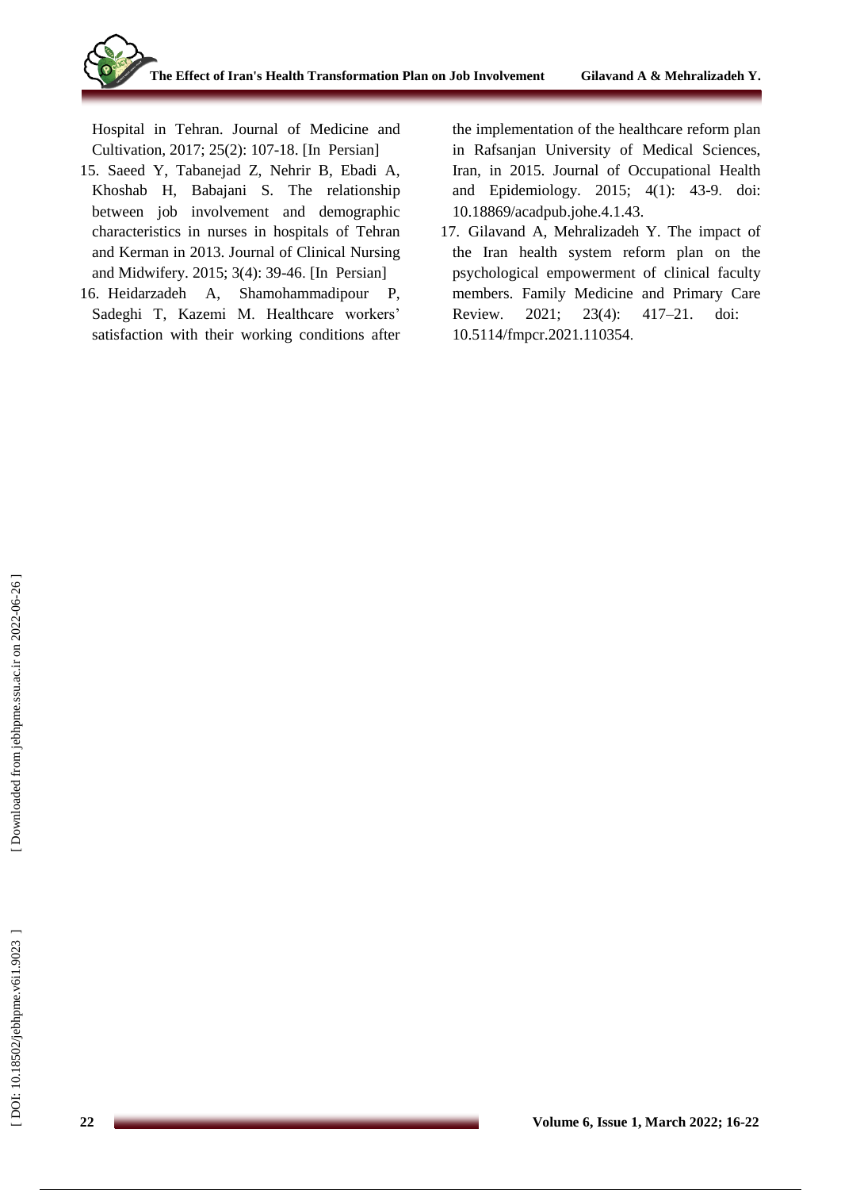Hospital in Tehran. Journal of Medicine and Cultivation, 2017; 25(2): 107-18. [In Persian]

15. Saeed Y, Tabanejad Z, Nehrir B, Ebadi A, Khoshab H, Babajani S. The relationship between job involvement and demographic characteristics in nurses in hospitals of Tehran and Kerman in 2013. Journal of Clinical Nursing and Midwifery. 2015; 3(4): 39-46. [In Persian]
16. Heidarzadeh A, Shamohammadipour P, Sadeghi T, Kazemi M. Healthcare workers' satisfaction with their working conditions after the implementation of the healthcare reform plan in Rafsanjan University of Medical Sciences, Iran, in 2015. Journal of Occupational Health and Epidemiology. 2015; 4(1): 43-9. doi: 10.18869/acadpub.johe.4.1.43.
17. Gilavand A, Mehralizadeh Y. The impact of the Iran health system reform plan on the psychological empowerment of clinical faculty members. Family Medicine and Primary Care Review. 2021; 23(4): 417–21. doi: 10.5114/fmpcr.2021.110354.